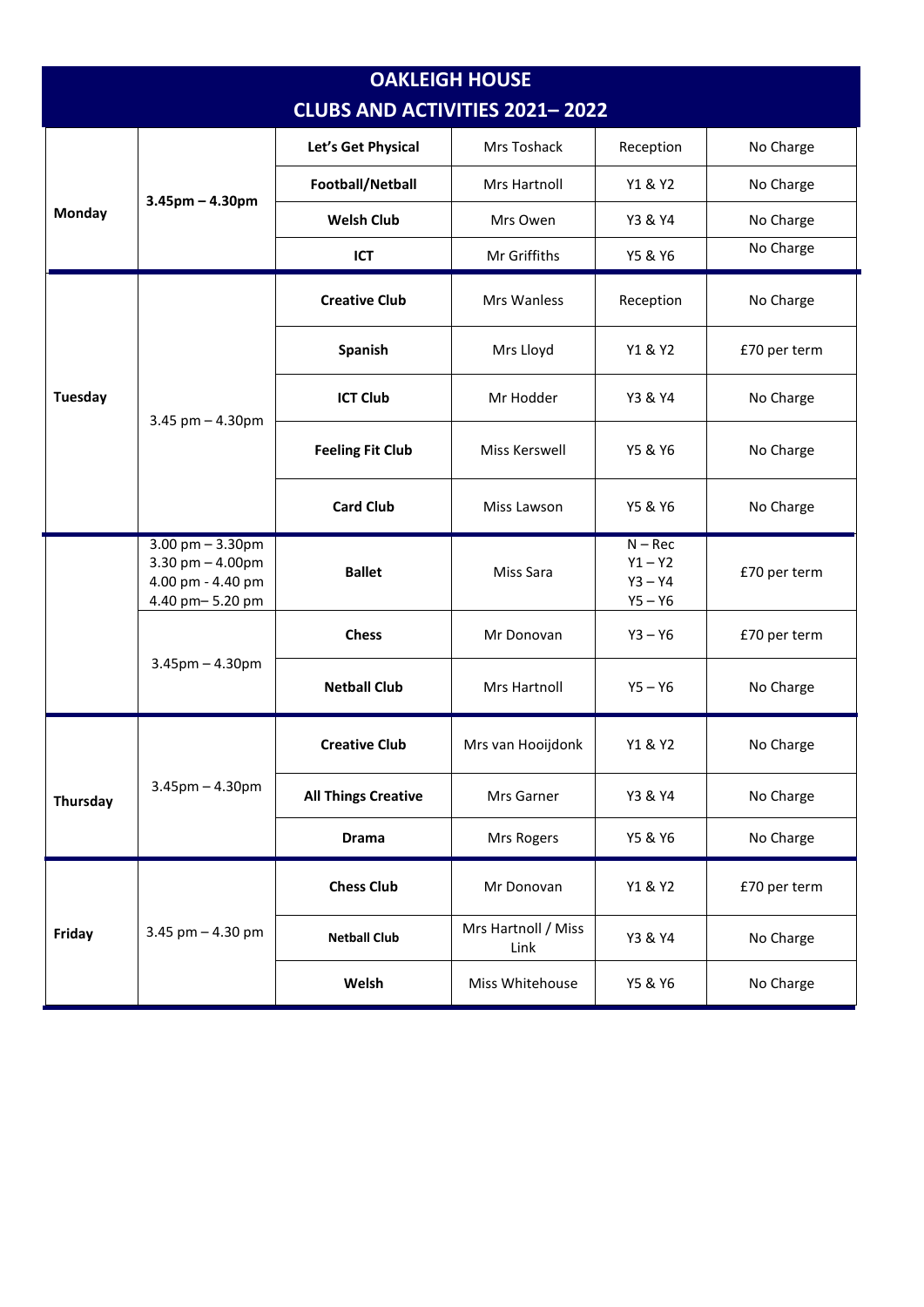# OAKLEIGH HOUSE

## CLUBS AND ACTIVITIES 2021– 2022

| Day | Time | Club | Teacher | Year Group | Cost |
|---|---|---|---|---|---|
| **Monday** | **3.45pm – 4.30pm** | **Let's Get Physical** | Mrs Toshack | Reception | No Charge |
| | | **Football/Netball** | Mrs Hartnoll | Y1 & Y2 | No Charge |
| | | **Welsh Club** | Mrs Owen | Y3 & Y4 | No Charge |
| | | **ICT** | Mr Griffiths | Y5 & Y6 | No Charge |
| **Tuesday** | 3.45 pm – 4.30pm | **Creative Club** | Mrs Wanless | Reception | No Charge |
| | | **Spanish** | Mrs Lloyd | Y1 & Y2 | £70 per term |
| | | **ICT Club** | Mr Hodder | Y3 & Y4 | No Charge |
| | | **Feeling Fit Club** | Miss Kerswell | Y5 & Y6 | No Charge |
| | | **Card Club** | Miss Lawson | Y5 & Y6 | No Charge |
| | 3.00 pm – 3.30pm<br>3.30 pm – 4.00pm<br>4.00 pm - 4.40 pm<br>4.40 pm– 5.20 pm | **Ballet** | Miss Sara | N – Rec<br>Y1 – Y2<br>Y3 – Y4<br>Y5 – Y6 | £70 per term |
| | 3.45pm – 4.30pm | **Chess** | Mr Donovan | Y3 – Y6 | £70 per term |
| | | **Netball Club** | Mrs Hartnoll | Y5 – Y6 | No Charge |
| **Thursday** | 3.45pm – 4.30pm | **Creative Club** | Mrs van Hooijdonk | Y1 & Y2 | No Charge |
| | | **All Things Creative** | Mrs Garner | Y3 & Y4 | No Charge |
| | | **Drama** | Mrs Rogers | Y5 & Y6 | No Charge |
| **Friday** | 3.45 pm – 4.30 pm | **Chess Club** | Mr Donovan | Y1 & Y2 | £70 per term |
| | | **Netball Club** | Mrs Hartnoll / Miss Link | Y3 & Y4 | No Charge |
| | | **Welsh** | Miss Whitehouse | Y5 & Y6 | No Charge |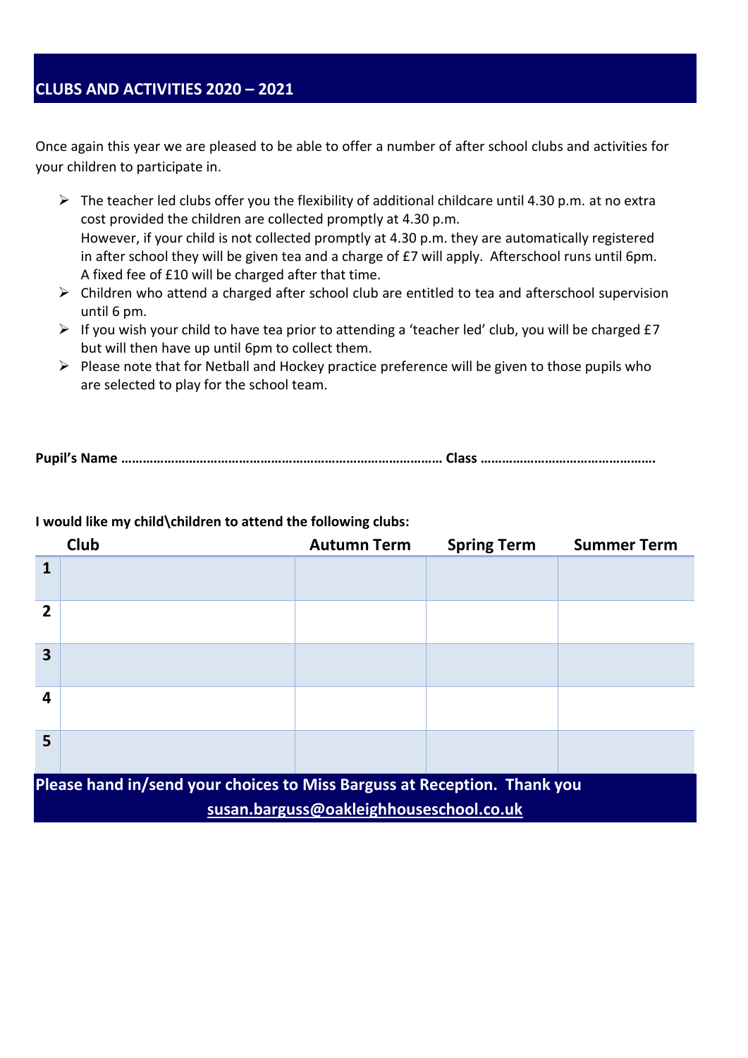## CLUBS AND ACTIVITIES 2020 – 2021

Once again this year we are pleased to be able to offer a number of after school clubs and activities for your children to participate in.

- The teacher led clubs offer you the flexibility of additional childcare until 4.30 p.m. at no extra cost provided the children are collected promptly at 4.30 p.m.
  However, if your child is not collected promptly at 4.30 p.m. they are automatically registered in after school they will be given tea and a charge of £7 will apply. Afterschool runs until 6pm. A fixed fee of £10 will be charged after that time.
- Children who attend a charged after school club are entitled to tea and afterschool supervision until 6 pm.
- If you wish your child to have tea prior to attending a 'teacher led' club, you will be charged £7 but will then have up until 6pm to collect them.
- Please note that for Netball and Hockey practice preference will be given to those pupils who are selected to play for the school team.

**Pupil's Name ………………………………………………………………………………… Class ………………………………………….**

**I would like my child\children to attend the following clubs:**

| | Club | Autumn Term | Spring Term | Summer Term |
|---|---|---|---|---|
| **1** | | | | |
| **2** | | | | |
| **3** | | | | |
| **4** | | | | |
| **5** | | | | |

**Please hand in/send your choices to Miss Barguss at Reception. Thank you**

**susan.barguss@oakleighhouseschool.co.uk**